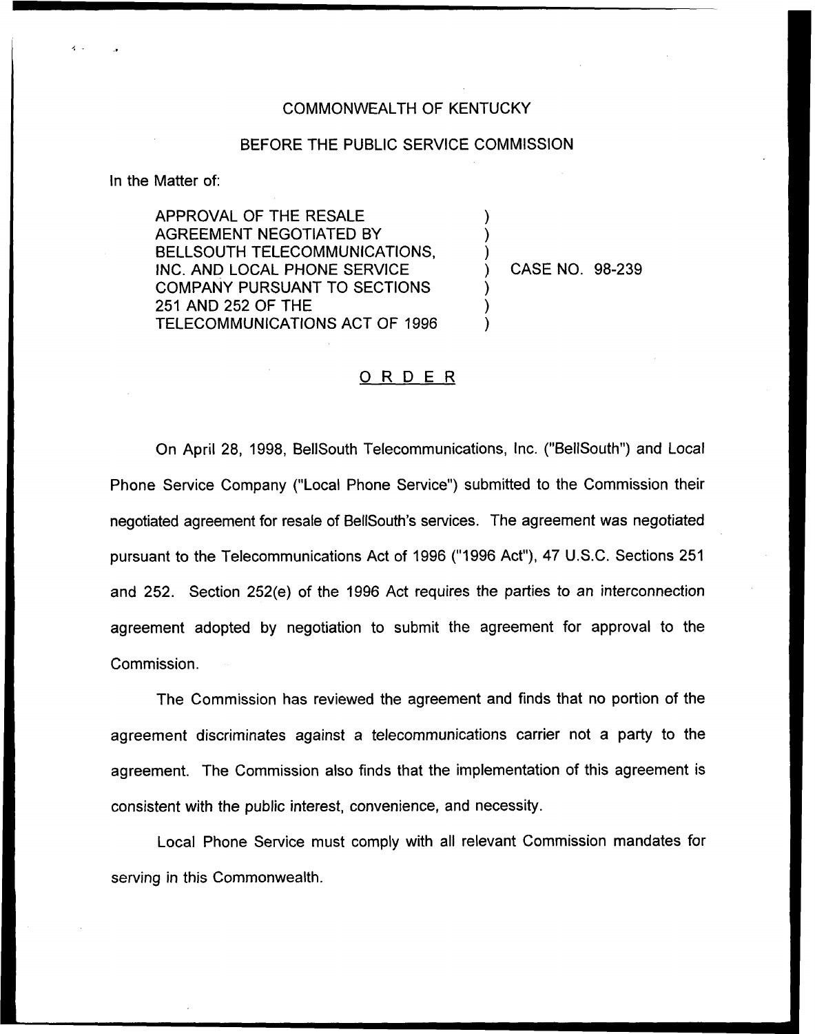COMMONWEALTH OF KENTUCKY

BEFORE THE PUBLIC SERVICE COMMISSION

In the Matter of:

APPROVAL OF THE RESALE AGREEMENT NEGOTIATED BY BELLSOUTH TELECOMMUNICATIONS, INC. AND LOCAL PHONE SERVICE COMPANY PURSUANT TO SECTIONS 251 AND 252 OF THE TELECOMMUNICATIONS ACT OF 1996 ) CASE NO. 98-239

# ORDER

On April 28, 1998, BellSouth Telecommunications, Inc. ("BellSouth") and Local Phone Service Company ("Local Phone Service") submitted to the Commission their negotiated agreement for resale of BellSouth's services. The agreement was negotiated pursuant to the Telecommunications Act of 1996 ("1996 Act"), 47 U.S.C. Sections 251 and 252. Section 252(e) of the 1996 Act requires the parties to an interconnection agreement adopted by negotiation to submit the agreement for approval to the Commission.

The Commission has reviewed the agreement and finds that no portion of the agreement discriminates against a telecommunications carrier not a party to the agreement. The Commission also finds that the implementation of this agreement is consistent with the public interest, convenience, and necessity.

Local Phone Service must comply with all relevant Commission mandates for serving in this Commonwealth.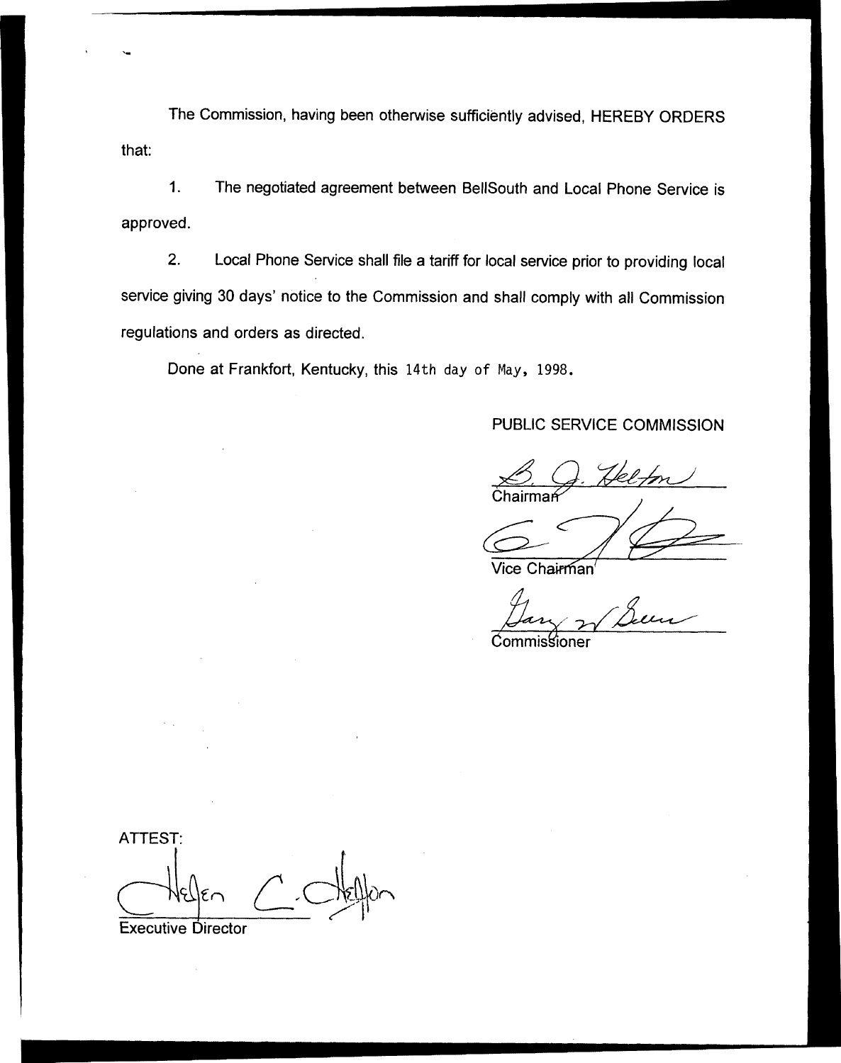The Commission, having been otherwise sufficiently advised, HEREBY ORDERS that:

1. The negotiated agreement between BellSouth and Local Phone Service is approved.

2. Local Phone Service shall file a tariff for local service prior to providing local service giving 30 days' notice to the Commission and shall comply with all Commission regulations and orders as directed.

Done at Frankfort, Kentucky, this 14th day of May, 1998.

PUBLIC SERVICE COMMISSION

Chairman

Vice Chairman

Commissioner

ATTEST:

Executive Director